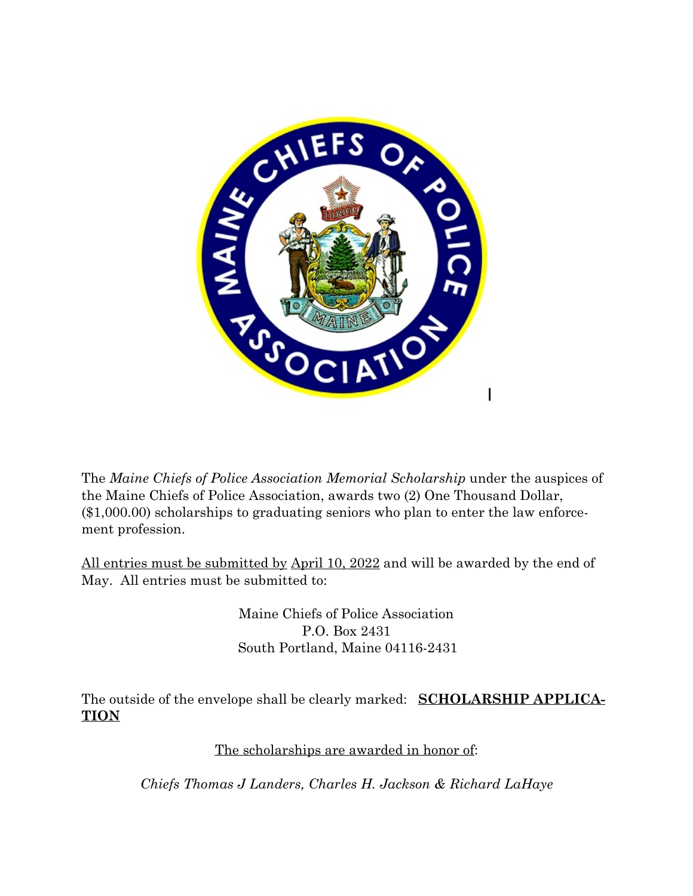The *Maine Chiefs of Police Association Memorial Scholarship* under the auspices of the Maine Chiefs of Police Association, awards two (2) One Thousand Dollar, ($1,000.00) scholarships to graduating seniors who plan to enter the law enforcement profession.

<u>All entries must be submitted by</u> <u>April 10, 2022</u> and will be awarded by the end of May. All entries must be submitted to:

Maine Chiefs of Police Association
P.O. Box 2431
South Portland, Maine 04116-2431

The outside of the envelope shall be clearly marked: **<u>SCHOLARSHIP APPLICATION</u>**

<u>The scholarships are awarded in honor of</u>:

*Chiefs Thomas J Landers, Charles H. Jackson & Richard LaHaye*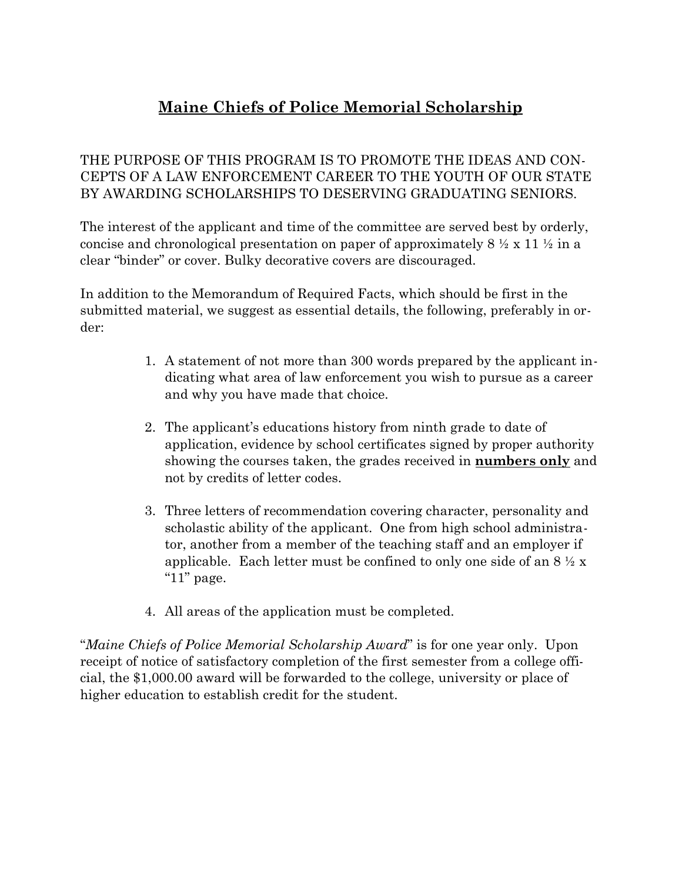# Maine Chiefs of Police Memorial Scholarship

THE PURPOSE OF THIS PROGRAM IS TO PROMOTE THE IDEAS AND CONCEPTS OF A LAW ENFORCEMENT CAREER TO THE YOUTH OF OUR STATE BY AWARDING SCHOLARSHIPS TO DESERVING GRADUATING SENIORS.

The interest of the applicant and time of the committee are served best by orderly, concise and chronological presentation on paper of approximately 8 ½ x 11 ½ in a clear "binder" or cover. Bulky decorative covers are discouraged.

In addition to the Memorandum of Required Facts, which should be first in the submitted material, we suggest as essential details, the following, preferably in order:

1. A statement of not more than 300 words prepared by the applicant indicating what area of law enforcement you wish to pursue as a career and why you have made that choice.

2. The applicant's educations history from ninth grade to date of application, evidence by school certificates signed by proper authority showing the courses taken, the grades received in **numbers only** and not by credits of letter codes.

3. Three letters of recommendation covering character, personality and scholastic ability of the applicant. One from high school administrator, another from a member of the teaching staff and an employer if applicable. Each letter must be confined to only one side of an 8 ½ x "11" page.

4. All areas of the application must be completed.

"*Maine Chiefs of Police Memorial Scholarship Award*" is for one year only. Upon receipt of notice of satisfactory completion of the first semester from a college official, the $1,000.00 award will be forwarded to the college, university or place of higher education to establish credit for the student.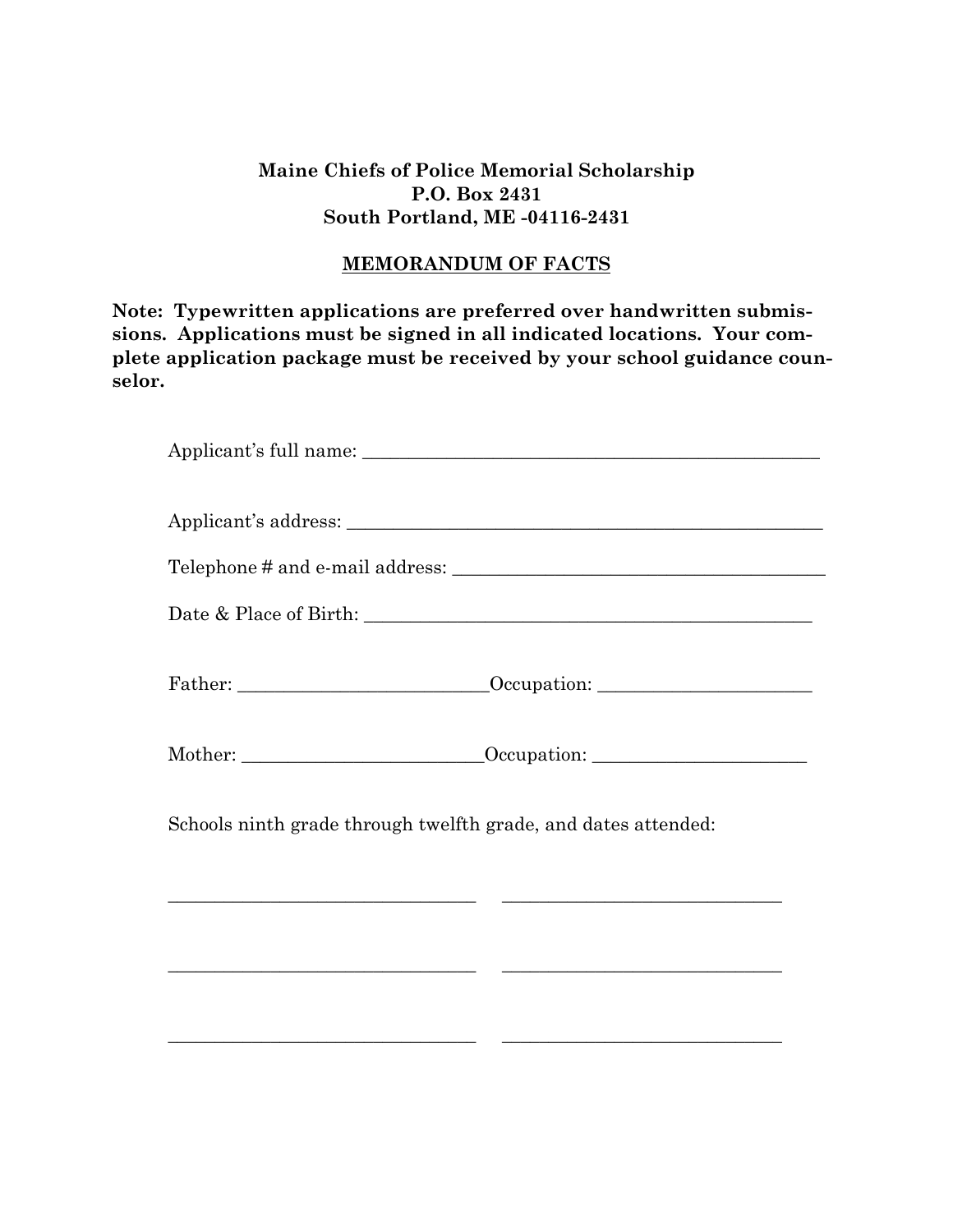**Maine Chiefs of Police Memorial Scholarship**
**P.O. Box 2431**
**South Portland, ME -04116-2431**

**MEMORANDUM OF FACTS**

**Note: Typewritten applications are preferred over handwritten submissions. Applications must be signed in all indicated locations. Your complete application package must be received by your school guidance counselor.**

Applicant's full name: ___________________________________________________

Applicant's address: _____________________________________________________

Telephone # and e-mail address: __________________________________________

Date & Place of Birth: ___________________________________________________

Father: ___________________________Occupation: _______________________

Mother: __________________________Occupation: _______________________

Schools ninth grade through twelfth grade, and dates attended:

_________________________________ ______________________________

_________________________________ ______________________________

_________________________________ ______________________________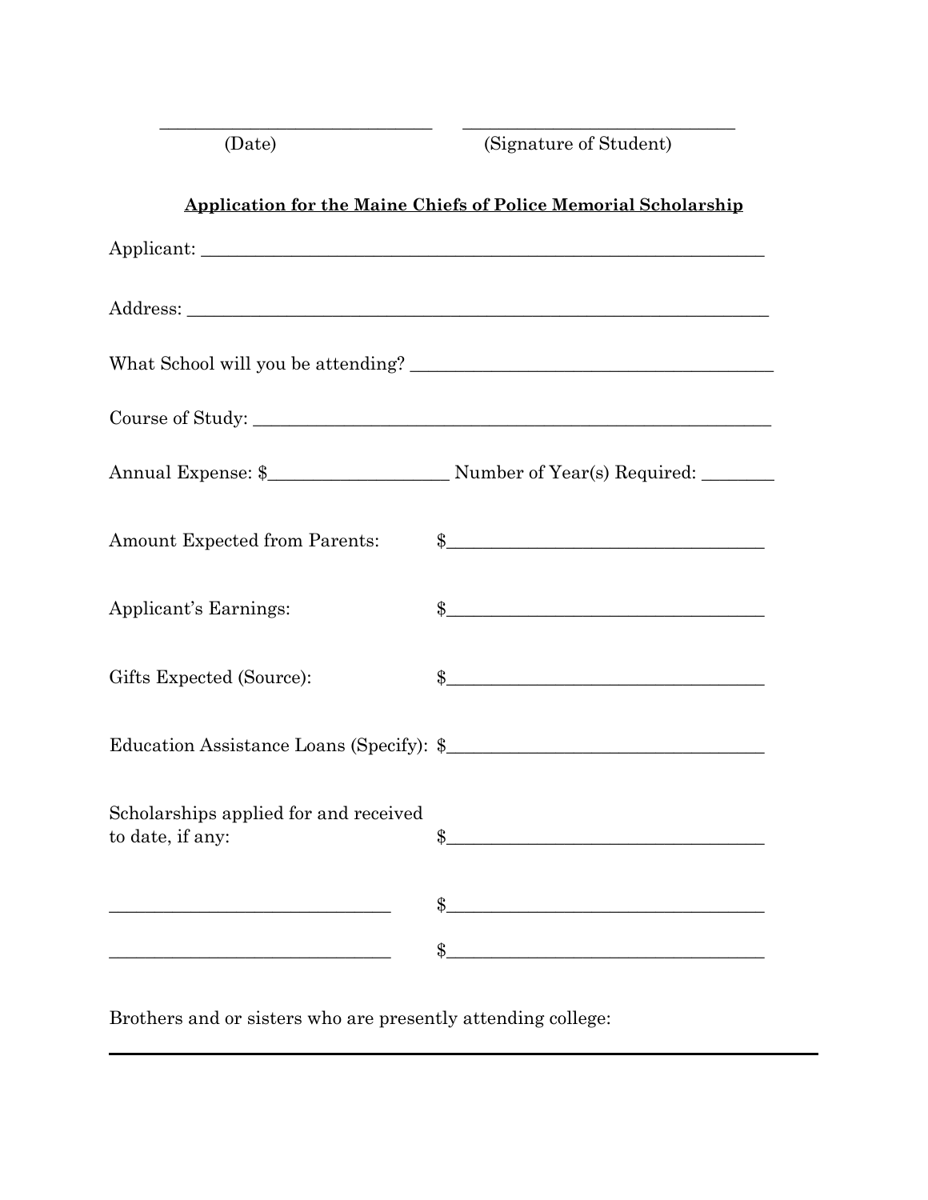______________________________ ______________________________

(Date) (Signature of Student)

**Application for the Maine Chiefs of Police Memorial Scholarship**

Applicant: ____________________________________________________________

Address: ______________________________________________________________

What School will you be attending? ______________________________________

Course of Study: ________________________________________________________

Annual Expense: $____________________ Number of Year(s) Required: ________

Amount Expected from Parents: $____________________________________

Applicant's Earnings: $____________________________________

Gifts Expected (Source): $____________________________________

Education Assistance Loans (Specify): $____________________________________

Scholarships applied for and received to date, if any: $____________________________________

______________________________ $____________________________________

______________________________ $____________________________________

Brothers and or sisters who are presently attending college:

---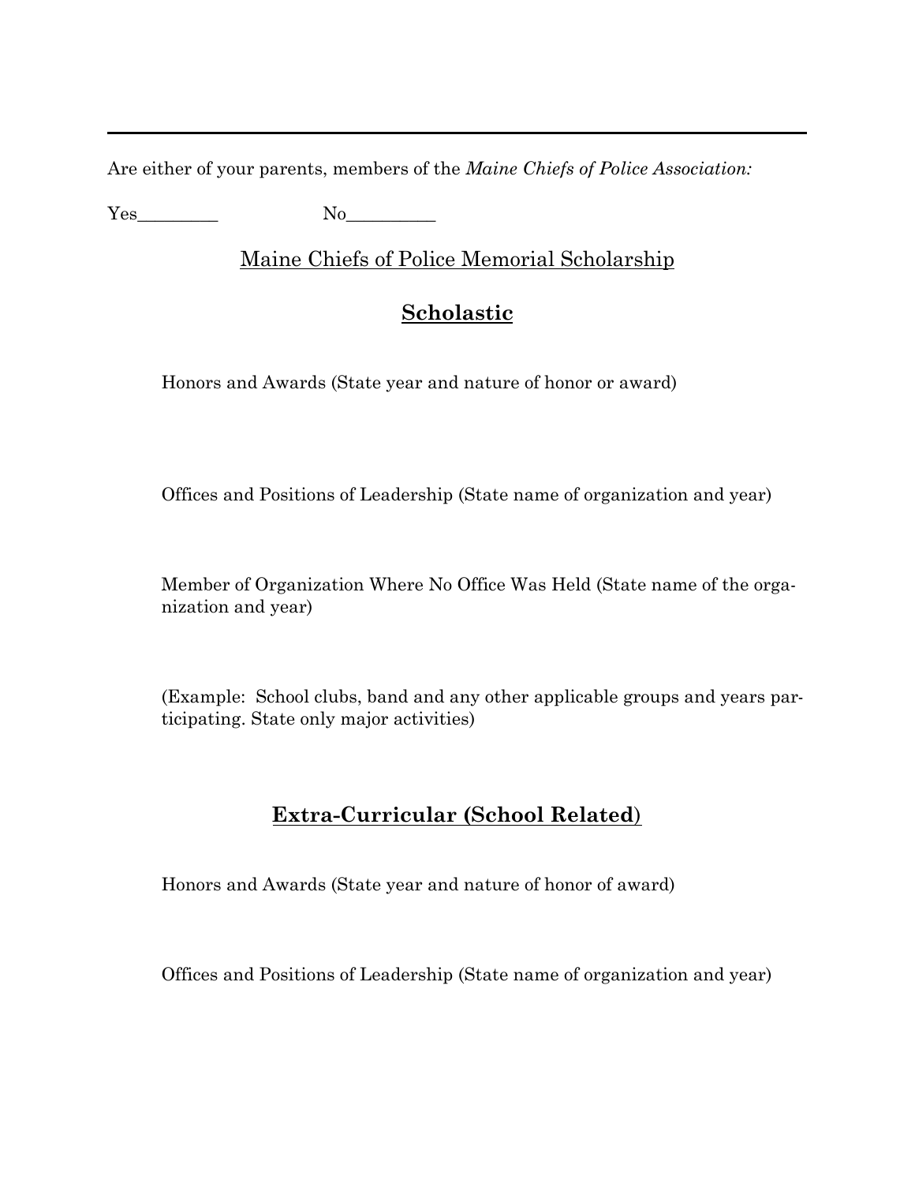---

Are either of your parents, members of the *Maine Chiefs of Police Association:*

Yes_________ No__________

Maine Chiefs of Police Memorial Scholarship

## Scholastic

Honors and Awards (State year and nature of honor or award)

Offices and Positions of Leadership (State name of organization and year)

Member of Organization Where No Office Was Held (State name of the organization and year)

(Example: School clubs, band and any other applicable groups and years participating. State only major activities)

## Extra-Curricular (School Related)

Honors and Awards (State year and nature of honor of award)

Offices and Positions of Leadership (State name of organization and year)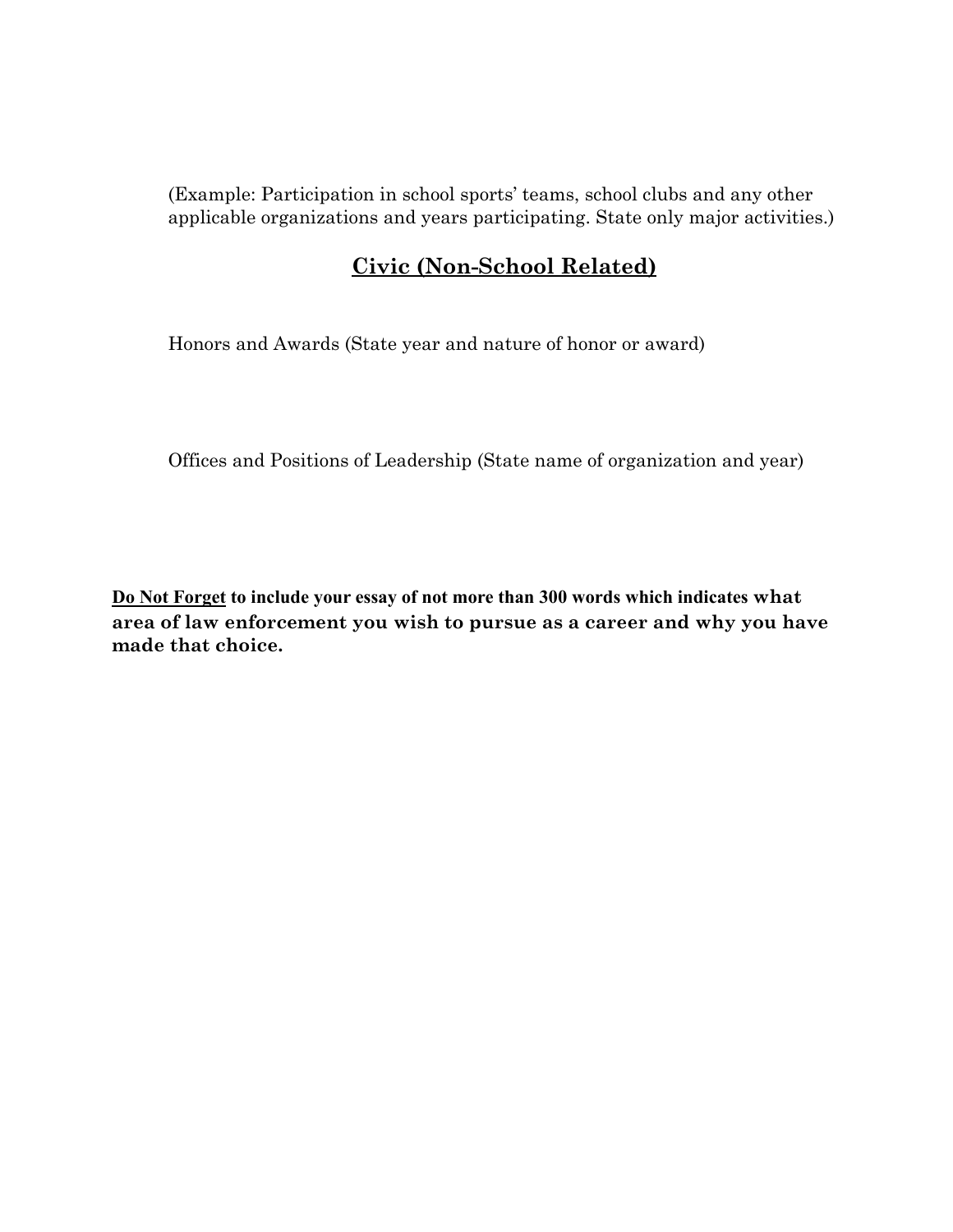(Example: Participation in school sports' teams, school clubs and any other applicable organizations and years participating. State only major activities.)

## Civic (Non-School Related)

Honors and Awards (State year and nature of honor or award)

Offices and Positions of Leadership (State name of organization and year)

**Do Not Forget to include your essay of not more than 300 words which indicates what area of law enforcement you wish to pursue as a career and why you have made that choice.**